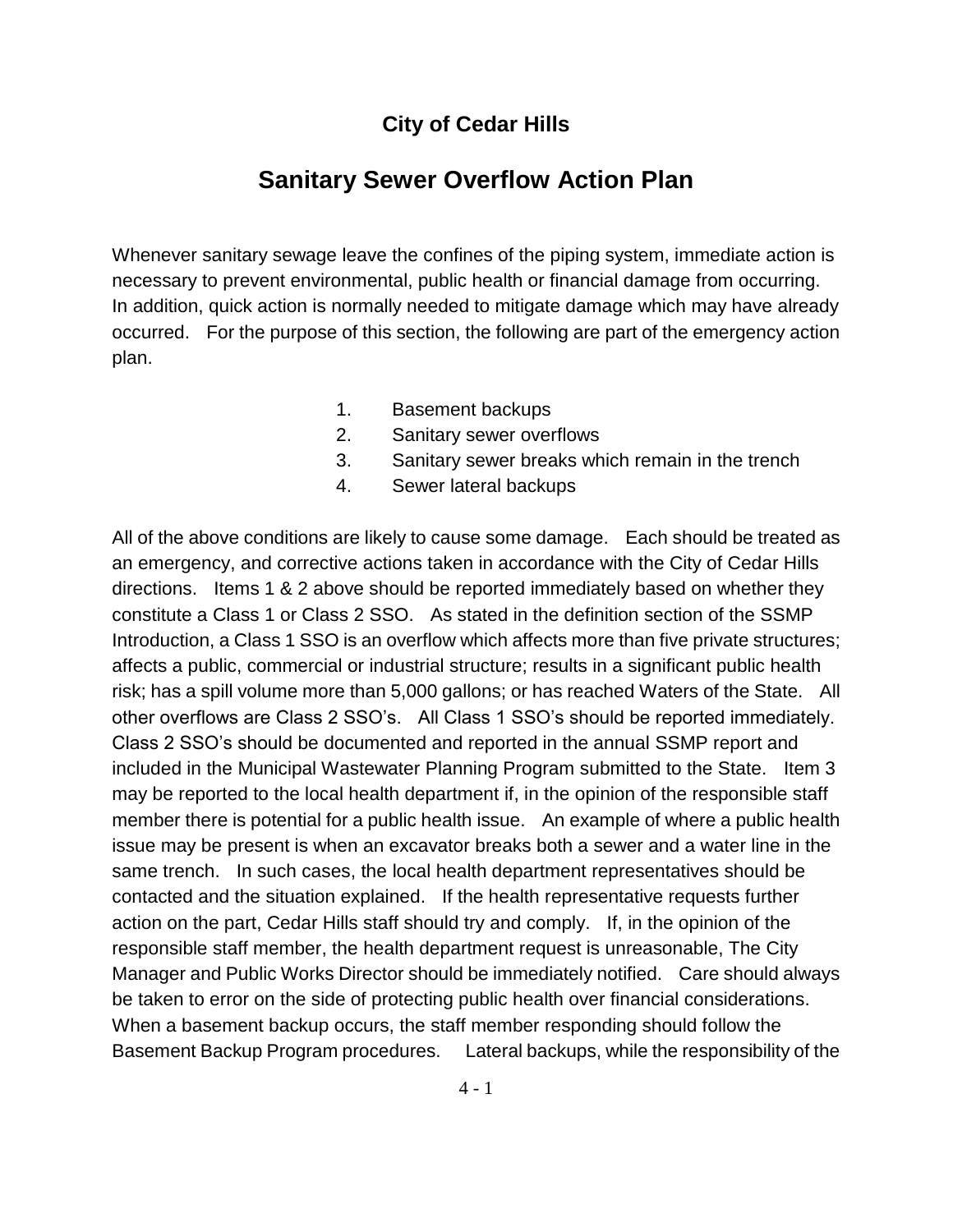## City of Cedar Hills

# Sanitary Sewer Overflow Action Plan

Whenever sanitary sewage leave the confines of the piping system, immediate action is necessary to prevent environmental, public health or financial damage from occurring. In addition, quick action is normally needed to mitigate damage which may have already occurred. For the purpose of this section, the following are part of the emergency action plan.

1. Basement backups
2. Sanitary sewer overflows
3. Sanitary sewer breaks which remain in the trench
4. Sewer lateral backups

All of the above conditions are likely to cause some damage. Each should be treated as an emergency, and corrective actions taken in accordance with the City of Cedar Hills directions. Items 1 & 2 above should be reported immediately based on whether they constitute a Class 1 or Class 2 SSO. As stated in the definition section of the SSMP Introduction, a Class 1 SSO is an overflow which affects more than five private structures; affects a public, commercial or industrial structure; results in a significant public health risk; has a spill volume more than 5,000 gallons; or has reached Waters of the State. All other overflows are Class 2 SSO's. All Class 1 SSO's should be reported immediately. Class 2 SSO's should be documented and reported in the annual SSMP report and included in the Municipal Wastewater Planning Program submitted to the State. Item 3 may be reported to the local health department if, in the opinion of the responsible staff member there is potential for a public health issue. An example of where a public health issue may be present is when an excavator breaks both a sewer and a water line in the same trench. In such cases, the local health department representatives should be contacted and the situation explained. If the health representative requests further action on the part, Cedar Hills staff should try and comply. If, in the opinion of the responsible staff member, the health department request is unreasonable, The City Manager and Public Works Director should be immediately notified. Care should always be taken to error on the side of protecting public health over financial considerations. When a basement backup occurs, the staff member responding should follow the Basement Backup Program procedures. Lateral backups, while the responsibility of the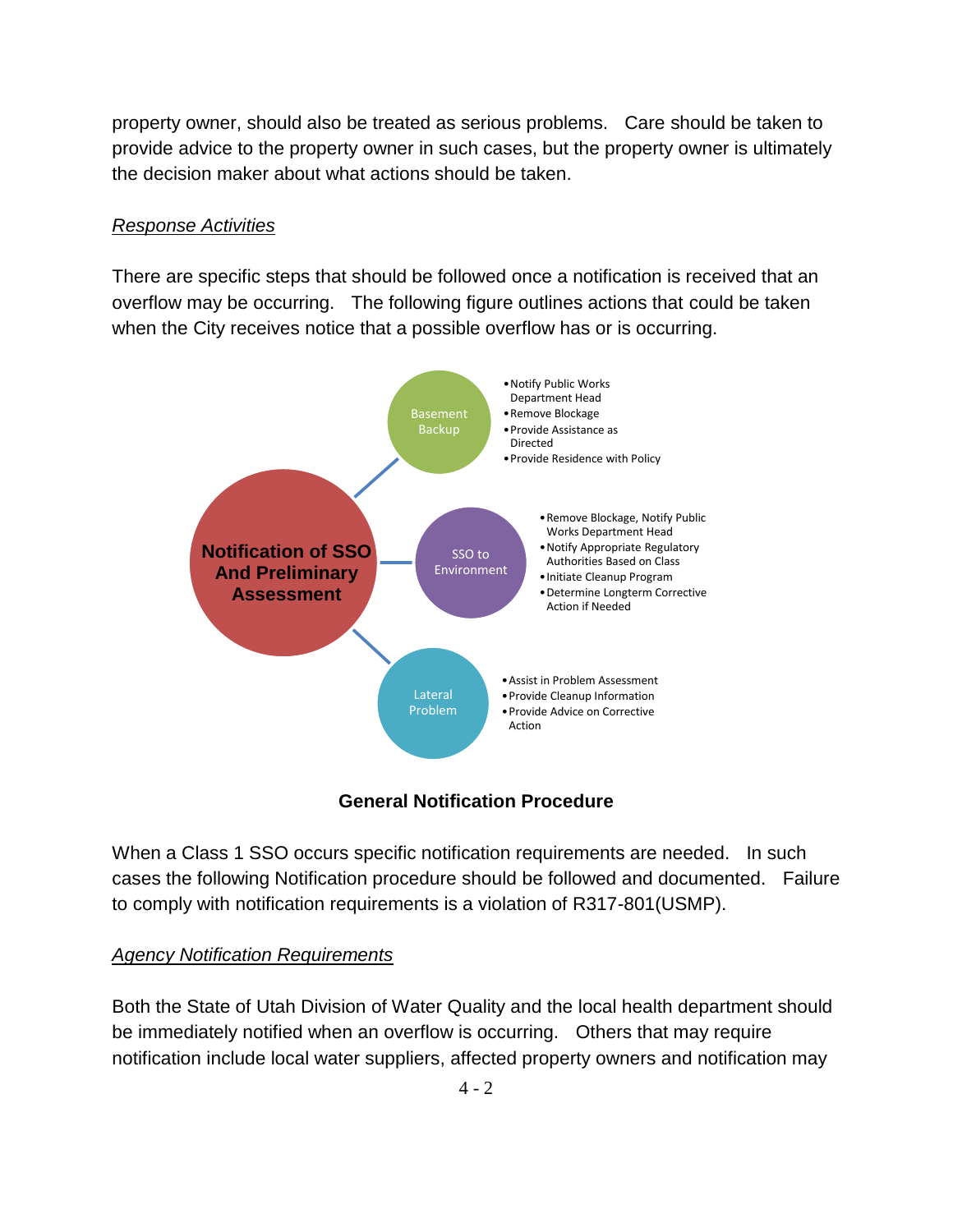property owner, should also be treated as serious problems. Care should be taken to provide advice to the property owner in such cases, but the property owner is ultimately the decision maker about what actions should be taken.

*Response Activities*

There are specific steps that should be followed once a notification is received that an overflow may be occurring. The following figure outlines actions that could be taken when the City receives notice that a possible overflow has or is occurring.

**Notification of SSO And Preliminary Assessment**

- **Basement Backup**
  - Notify Public Works Department Head
  - Remove Blockage
  - Provide Assistance as Directed
  - Provide Residence with Policy
- **SSO to Environment**
  - Remove Blockage, Notify Public Works Department Head
  - Notify Appropriate Regulatory Authorities Based on Class
  - Initiate Cleanup Program
  - Determine Longterm Corrective Action if Needed
- **Lateral Problem**
  - Assist in Problem Assessment
  - Provide Cleanup Information
  - Provide Advice on Corrective Action

**General Notification Procedure**

When a Class 1 SSO occurs specific notification requirements are needed. In such cases the following Notification procedure should be followed and documented. Failure to comply with notification requirements is a violation of R317-801(USMP).

*Agency Notification Requirements*

Both the State of Utah Division of Water Quality and the local health department should be immediately notified when an overflow is occurring. Others that may require notification include local water suppliers, affected property owners and notification may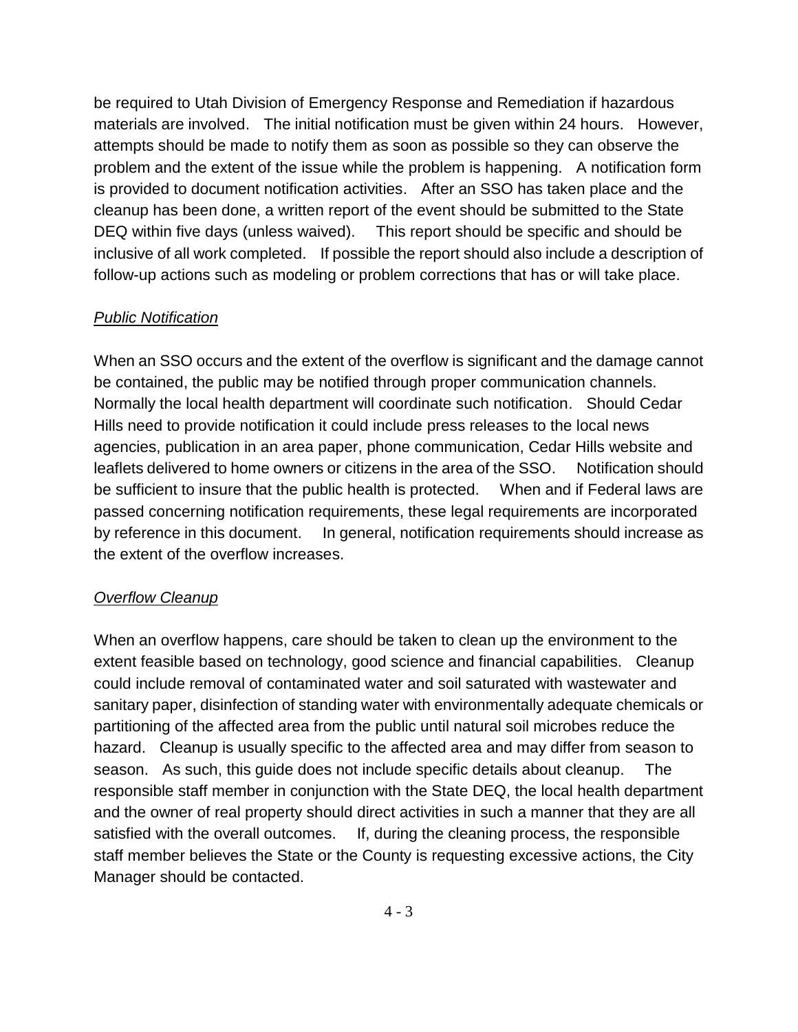be required to Utah Division of Emergency Response and Remediation if hazardous materials are involved. The initial notification must be given within 24 hours. However, attempts should be made to notify them as soon as possible so they can observe the problem and the extent of the issue while the problem is happening. A notification form is provided to document notification activities. After an SSO has taken place and the cleanup has been done, a written report of the event should be submitted to the State DEQ within five days (unless waived). This report should be specific and should be inclusive of all work completed. If possible the report should also include a description of follow-up actions such as modeling or problem corrections that has or will take place.

*Public Notification*

When an SSO occurs and the extent of the overflow is significant and the damage cannot be contained, the public may be notified through proper communication channels. Normally the local health department will coordinate such notification. Should Cedar Hills need to provide notification it could include press releases to the local news agencies, publication in an area paper, phone communication, Cedar Hills website and leaflets delivered to home owners or citizens in the area of the SSO. Notification should be sufficient to insure that the public health is protected. When and if Federal laws are passed concerning notification requirements, these legal requirements are incorporated by reference in this document. In general, notification requirements should increase as the extent of the overflow increases.

*Overflow Cleanup*

When an overflow happens, care should be taken to clean up the environment to the extent feasible based on technology, good science and financial capabilities. Cleanup could include removal of contaminated water and soil saturated with wastewater and sanitary paper, disinfection of standing water with environmentally adequate chemicals or partitioning of the affected area from the public until natural soil microbes reduce the hazard. Cleanup is usually specific to the affected area and may differ from season to season. As such, this guide does not include specific details about cleanup. The responsible staff member in conjunction with the State DEQ, the local health department and the owner of real property should direct activities in such a manner that they are all satisfied with the overall outcomes. If, during the cleaning process, the responsible staff member believes the State or the County is requesting excessive actions, the City Manager should be contacted.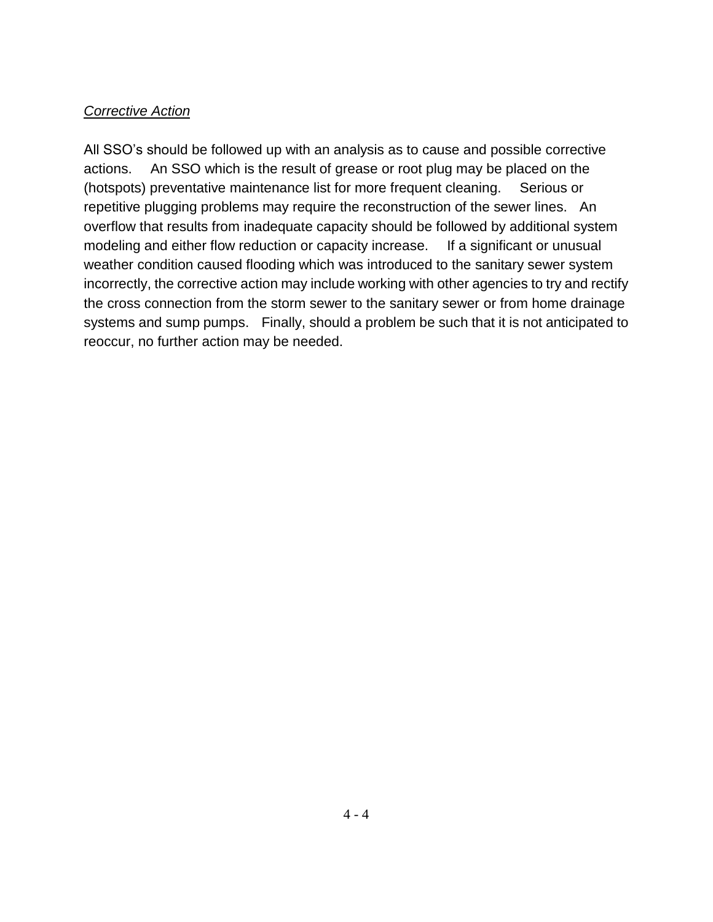*Corrective Action*

All SSO's should be followed up with an analysis as to cause and possible corrective actions. An SSO which is the result of grease or root plug may be placed on the (hotspots) preventative maintenance list for more frequent cleaning. Serious or repetitive plugging problems may require the reconstruction of the sewer lines. An overflow that results from inadequate capacity should be followed by additional system modeling and either flow reduction or capacity increase. If a significant or unusual weather condition caused flooding which was introduced to the sanitary sewer system incorrectly, the corrective action may include working with other agencies to try and rectify the cross connection from the storm sewer to the sanitary sewer or from home drainage systems and sump pumps. Finally, should a problem be such that it is not anticipated to reoccur, no further action may be needed.